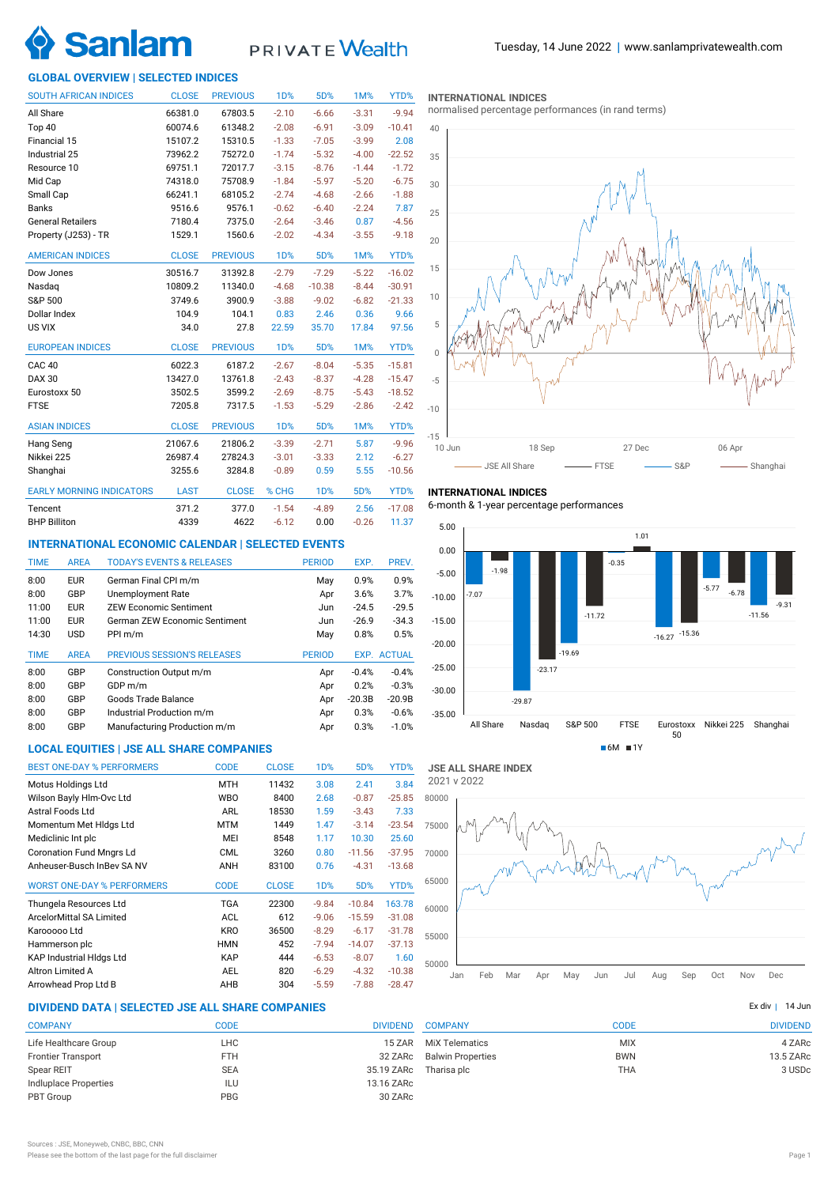Sanlam PRIVATE Wealth

Tuesday, 14 June 2022 | www.sanlamprivatewealth.com

## GLOBAL OVERVIEW | SELECTED INDICES

| SOUTH AFRICAN INDICES | CLOSE | PREVIOUS | 1D% | 5D% | 1M% | YTD% |
|---|---|---|---|---|---|---|
| All Share | 66381.0 | 67803.5 | -2.10 | -6.66 | -3.31 | -9.94 |
| Top 40 | 60074.6 | 61348.2 | -2.08 | -6.91 | -3.09 | -10.41 |
| Financial 15 | 15107.2 | 15310.5 | -1.33 | -7.05 | -3.99 | 2.08 |
| Industrial 25 | 73962.2 | 75272.0 | -1.74 | -5.32 | -4.00 | -22.52 |
| Resource 10 | 69751.1 | 72017.7 | -3.15 | -8.76 | -1.44 | -1.72 |
| Mid Cap | 74318.0 | 75708.9 | -1.84 | -5.97 | -5.20 | -6.75 |
| Small Cap | 66241.1 | 68105.2 | -2.74 | -4.68 | -2.66 | -1.88 |
| Banks | 9516.6 | 9576.1 | -0.62 | -6.40 | -2.24 | 7.87 |
| General Retailers | 7180.4 | 7375.0 | -2.64 | -3.46 | 0.87 | -4.56 |
| Property (J253) - TR | 1529.1 | 1560.6 | -2.02 | -4.34 | -3.55 | -9.18 |

| AMERICAN INDICES | CLOSE | PREVIOUS | 1D% | 5D% | 1M% | YTD% |
|---|---|---|---|---|---|---|
| Dow Jones | 30516.7 | 31392.8 | -2.79 | -7.29 | -5.22 | -16.02 |
| Nasdaq | 10809.2 | 11340.0 | -4.68 | -10.38 | -8.44 | -30.91 |
| S&P 500 | 3749.6 | 3900.9 | -3.88 | -9.02 | -6.82 | -21.33 |
| Dollar Index | 104.9 | 104.1 | 0.83 | 2.46 | 0.36 | 9.66 |
| US VIX | 34.0 | 27.8 | 22.59 | 35.70 | 17.84 | 97.56 |

| EUROPEAN INDICES | CLOSE | PREVIOUS | 1D% | 5D% | 1M% | YTD% |
|---|---|---|---|---|---|---|
| CAC 40 | 6022.3 | 6187.2 | -2.67 | -8.04 | -5.35 | -15.81 |
| DAX 30 | 13427.0 | 13761.8 | -2.43 | -8.37 | -4.28 | -15.47 |
| Eurostoxx 50 | 3502.5 | 3599.2 | -2.69 | -8.75 | -5.43 | -18.52 |
| FTSE | 7205.8 | 7317.5 | -1.53 | -5.29 | -2.86 | -2.42 |

| ASIAN INDICES | CLOSE | PREVIOUS | 1D% | 5D% | 1M% | YTD% |
|---|---|---|---|---|---|---|
| Hang Seng | 21067.6 | 21806.2 | -3.39 | -2.71 | 5.87 | -9.96 |
| Nikkei 225 | 26987.4 | 27824.3 | -3.01 | -3.33 | 2.12 | -6.27 |
| Shanghai | 3255.6 | 3284.8 | -0.89 | 0.59 | 5.55 | -10.56 |

| EARLY MORNING INDICATORS | LAST | CLOSE | % CHG | 5D% | 1M% | YTD% |
|---|---|---|---|---|---|---|
| Tencent | 371.2 | 377.0 | -1.54 | -4.89 | 2.56 | -17.08 |
| BHP Billiton | 4339 | 4622 | -6.12 | 0.00 | -0.26 | 11.37 |

### INTERNATIONAL INDICES
normalised percentage performances (in rand terms)

JSE All Share — FTSE — S&P — Shanghai

### INTERNATIONAL INDICES
6-month & 1-year percentage performances

| | 6M | 1Y |
|---|---|---|
| All Share | -7.07 | -1.98 |
| Nasdaq | -29.87 | -23.17 |
| S&P 500 | -19.69 | -11.72 |
| FTSE | -0.35 | 1.01 |
| Eurostoxx 50 | -16.27 | -15.36 |
| Nikkei 225 | -5.77 | -6.78 |
| Shanghai | -11.56 | -9.31 |

## INTERNATIONAL ECONOMIC CALENDAR | SELECTED EVENTS

| TIME | AREA | TODAY'S EVENTS & RELEASES | PERIOD | EXP. | PREV. |
|---|---|---|---|---|---|
| 8:00 | EUR | German Final CPI m/m | May | 0.9% | 0.9% |
| 8:00 | GBP | Unemployment Rate | Apr | 3.6% | 3.7% |
| 11:00 | EUR | ZEW Economic Sentiment | Jun | -24.5 | -29.5 |
| 11:00 | EUR | German ZEW Economic Sentiment | Jun | -26.9 | -34.3 |
| 14:30 | USD | PPI m/m | May | 0.8% | 0.5% |

| TIME | AREA | PREVIOUS SESSION'S RELEASES | PERIOD | EXP. | ACTUAL |
|---|---|---|---|---|---|
| 8:00 | GBP | Construction Output m/m | Apr | -0.4% | -0.4% |
| 8:00 | GBP | GDP m/m | Apr | 0.2% | -0.3% |
| 8:00 | GBP | Goods Trade Balance | Apr | -20.3B | -20.9B |
| 8:00 | GBP | Industrial Production m/m | Apr | 0.3% | -0.6% |
| 8:00 | GBP | Manufacturing Production m/m | Apr | 0.3% | -1.0% |

## LOCAL EQUITIES | JSE ALL SHARE COMPANIES

| BEST ONE-DAY % PERFORMERS | CODE | CLOSE | 1D% | 5D% | YTD% |
|---|---|---|---|---|---|
| Motus Holdings Ltd | MTH | 11432 | 3.08 | 2.41 | 3.84 |
| Wilson Bayly Hlm-Ovc Ltd | WBO | 8400 | 2.68 | -0.87 | -25.85 |
| Astral Foods Ltd | ARL | 18530 | 1.59 | -3.43 | 7.33 |
| Momentum Met Hldgs Ltd | MTM | 1449 | 1.47 | -3.14 | -23.54 |
| Mediclinic Int plc | MEI | 8548 | 1.17 | 10.30 | 25.60 |
| Coronation Fund Mngrs Ltd | CML | 3260 | 0.80 | -11.56 | -37.95 |
| Anheuser-Busch InBev SA NV | ANH | 83100 | 0.76 | -4.31 | -13.68 |

| WORST ONE-DAY % PERFORMERS | CODE | CLOSE | 1D% | 5D% | YTD% |
|---|---|---|---|---|---|
| Thungela Resources Ltd | TGA | 22300 | -9.84 | -10.84 | 163.78 |
| ArcelorMittal SA Limited | ACL | 612 | -9.06 | -15.59 | -31.08 |
| Karooooo Ltd | KRO | 36500 | -8.29 | -6.17 | -31.78 |
| Hammerson plc | HMN | 452 | -7.94 | -14.07 | -37.13 |
| KAP Industrial Hldgs Ltd | KAP | 444 | -6.53 | -8.07 | 1.60 |
| Altron Limited A | AEL | 820 | -6.29 | -4.32 | -10.38 |
| Arrowhead Prop Ltd B | AHB | 304 | -5.59 | -7.88 | -28.47 |

### JSE ALL SHARE INDEX
2021 v 2022

## DIVIDEND DATA | SELECTED JSE ALL SHARE COMPANIES

Ex div | 14 Jun

| COMPANY | CODE | DIVIDEND |
|---|---|---|
| Life Healthcare Group | LHC | 15 ZAR |
| Frontier Transport | FTH | 32 ZARc |
| Spear REIT | SEA | 35.19 ZARc |
| Indluplace Properties | ILU | 13.16 ZARc |
| PBT Group | PBG | 30 ZARc |
| MiX Telematics | MIX | 4 ZARc |
| Balwin Properties | BWN | 13.5 ZARc |
| Tharisa plc | THA | 3 USDc |

Sources : JSE, Moneyweb, CNBC, BBC, CNN

Please see the bottom of the last page for the full disclaimer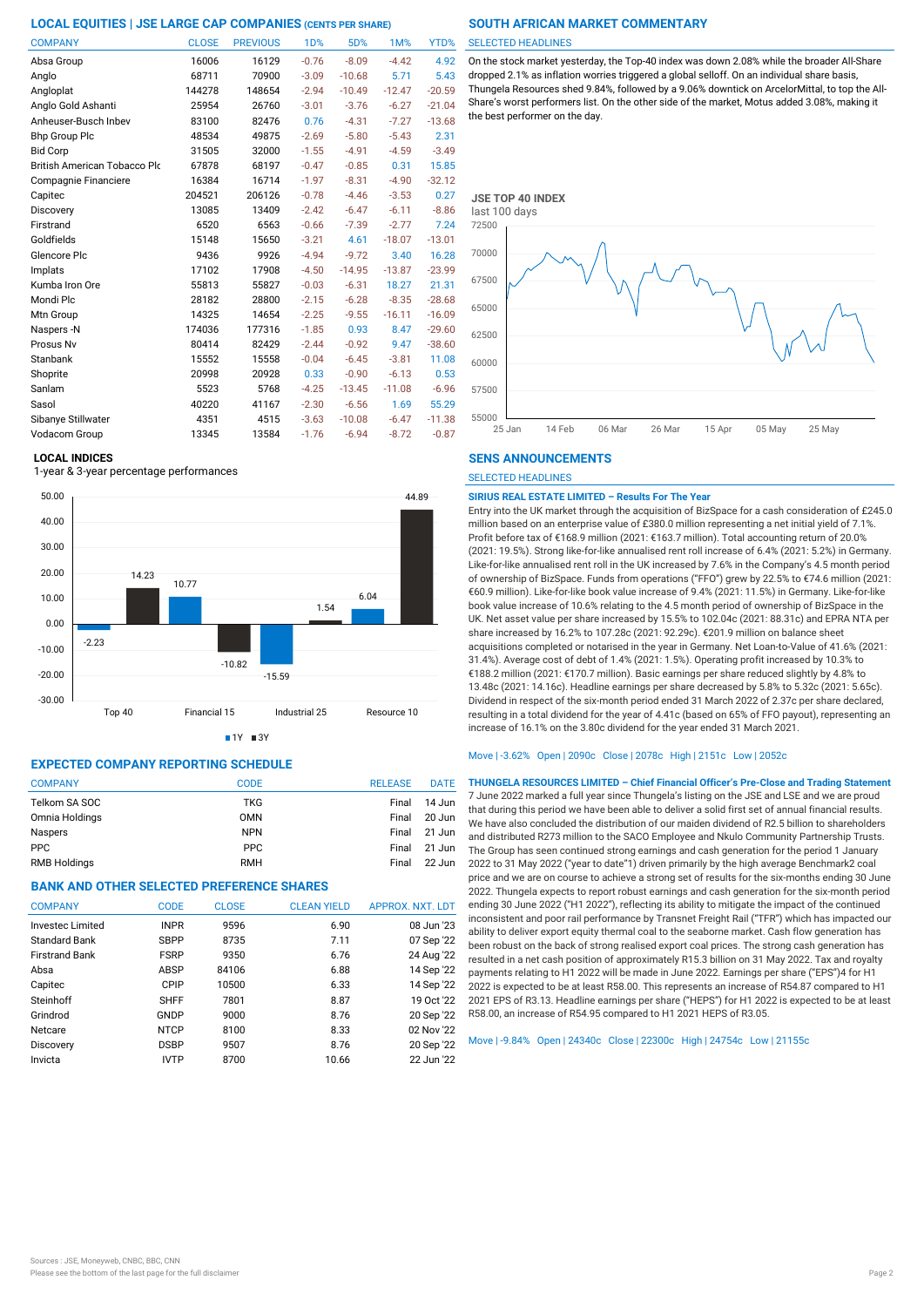## LOCAL EQUITIES | JSE LARGE CAP COMPANIES (CENTS PER SHARE)

| COMPANY | CLOSE | PREVIOUS | 1D% | 5D% | 1M% | YTD% |
|---|---|---|---|---|---|---|
| Absa Group | 16006 | 16129 | -0.76 | -8.09 | -4.42 | 4.92 |
| Anglo | 68711 | 70900 | -3.09 | -10.68 | 5.71 | 5.43 |
| Angloplat | 144278 | 148654 | -2.94 | -10.49 | -12.47 | -20.59 |
| Anglo Gold Ashanti | 25954 | 26760 | -3.01 | -3.76 | -6.27 | -21.04 |
| Anheuser-Busch Inbev | 83100 | 82476 | 0.76 | -4.31 | -7.27 | -13.68 |
| Bhp Group Plc | 48534 | 49875 | -2.69 | -5.80 | -5.43 | 2.31 |
| Bid Corp | 31505 | 32000 | -1.55 | -4.91 | -4.59 | -3.49 |
| British American Tobacco Plc | 67878 | 68197 | -0.47 | -0.85 | 0.31 | 15.85 |
| Compagnie Financiere | 16384 | 16714 | -1.97 | -8.31 | -4.90 | -32.12 |
| Capitec | 204521 | 206126 | -0.78 | -4.46 | -3.53 | 0.27 |
| Discovery | 13085 | 13409 | -2.42 | -6.47 | -6.11 | -8.86 |
| Firstrand | 6520 | 6563 | -0.66 | -7.39 | -2.77 | 7.24 |
| Goldfields | 15148 | 15650 | -3.21 | 4.61 | -18.07 | -13.01 |
| Glencore Plc | 9436 | 9926 | -4.94 | -9.72 | 3.40 | 16.28 |
| Implats | 17102 | 17908 | -4.50 | -14.95 | -13.87 | -23.99 |
| Kumba Iron Ore | 55813 | 55827 | -0.03 | -6.31 | 18.27 | 21.31 |
| Mondi Plc | 28182 | 28800 | -2.15 | -6.28 | -8.35 | -28.68 |
| Mtn Group | 14325 | 14654 | -2.25 | -9.55 | -16.11 | -16.09 |
| Naspers -N | 174036 | 177316 | -1.85 | 0.93 | 8.47 | -29.60 |
| Prosus Nv | 80414 | 82429 | -2.44 | -0.92 | 9.47 | -38.60 |
| Stanbank | 15552 | 15558 | -0.04 | -6.45 | -3.81 | 11.08 |
| Shoprite | 20998 | 20928 | 0.33 | -0.90 | -6.13 | 0.53 |
| Sanlam | 5523 | 5768 | -4.25 | -13.45 | -11.08 | -6.96 |
| Sasol | 40220 | 41167 | -2.30 | -6.56 | 1.69 | 55.29 |
| Sibanye Stillwater | 4351 | 4515 | -3.63 | -10.08 | -6.47 | -11.38 |
| Vodacom Group | 13345 | 13584 | -1.76 | -6.94 | -8.72 | -0.87 |

### LOCAL INDICES

1-year & 3-year percentage performances

| Index | 1Y | 3Y |
|---|---|---|
| Top 40 | -2.23 | 14.23 |
| Financial 15 | 10.77 | -10.82 |
| Industrial 25 | -15.59 | 1.54 |
| Resource 10 | 6.04 | 44.89 |

## EXPECTED COMPANY REPORTING SCHEDULE

| COMPANY | CODE | RELEASE | DATE |
|---|---|---|---|
| Telkom SA SOC | TKG | Final | 14 Jun |
| Omnia Holdings | OMN | Final | 20 Jun |
| Naspers | NPN | Final | 21 Jun |
| PPC | PPC | Final | 21 Jun |
| RMB Holdings | RMH | Final | 22 Jun |

## BANK AND OTHER SELECTED PREFERENCE SHARES

| COMPANY | CODE | CLOSE | CLEAN YIELD | APPROX. NXT. LDT |
|---|---|---|---|---|
| Investec Limited | INPR | 9596 | 6.90 | 08 Jun '23 |
| Standard Bank | SBPP | 8735 | 7.11 | 07 Sep '22 |
| Firstrand Bank | FSRP | 9350 | 6.76 | 24 Aug '22 |
| Absa | ABSP | 84106 | 6.88 | 14 Sep '22 |
| Capitec | CPIP | 10500 | 6.33 | 14 Sep '22 |
| Steinhoff | SHFF | 7801 | 8.87 | 19 Oct '22 |
| Grindrod | GNDP | 9000 | 8.76 | 20 Sep '22 |
| Netcare | NTCP | 8100 | 8.33 | 02 Nov '22 |
| Discovery | DSBP | 9507 | 8.76 | 20 Sep '22 |
| Invicta | IVTP | 8700 | 10.66 | 22 Jun '22 |

## SOUTH AFRICAN MARKET COMMENTARY

SELECTED HEADLINES

On the stock market yesterday, the Top-40 index was down 2.08% while the broader All-Share dropped 2.1% as inflation worries triggered a global selloff. On an individual share basis, Thungela Resources shed 9.84%, followed by a 9.06% downtick on ArcelorMittal, to top the All-Share's worst performers list. On the other side of the market, Motus added 3.08%, making it the best performer on the day.

### JSE TOP 40 INDEX

last 100 days

## SENS ANNOUNCEMENTS

SELECTED HEADLINES

**SIRIUS REAL ESTATE LIMITED – Results For The Year**

Entry into the UK market through the acquisition of BizSpace for a cash consideration of £245.0 million based on an enterprise value of £380.0 million representing a net initial yield of 7.1%. Profit before tax of €168.9 million (2021: €163.7 million). Total accounting return of 20.0% (2021: 19.5%). Strong like-for-like annualised rent roll increase of 6.4% (2021: 5.2%) in Germany. Like-for-like annualised rent roll in the UK increased by 7.6% in the Company's 4.5 month period of ownership of BizSpace. Funds from operations ("FFO") grew by 22.5% to €74.6 million (2021: €60.9 million). Like-for-like book value increase of 9.4% (2021: 11.5%) in Germany. Like-for-like book value increase of 10.6% relating to the 4.5 month period of ownership of BizSpace in the UK. Net asset value per share increased by 15.5% to 102.04c (2021: 88.31c) and EPRA NTA per share increased by 16.2% to 107.28c (2021: 92.29c). €201.9 million on balance sheet acquisitions completed or notarised in the year in Germany. Net Loan-to-Value of 41.6% (2021: 31.4%). Average cost of debt of 1.4% (2021: 1.5%). Operating profit increased by 10.3% to €188.2 million (2021: €170.7 million). Basic earnings per share reduced slightly by 4.8% to 13.48c (2021: 14.16c). Headline earnings per share decreased by 5.8% to 5.32c (2021: 5.65c). Dividend in respect of the six-month period ended 31 March 2022 of 2.37c per share declared, resulting in a total dividend for the year of 4.41c (based on 65% of FFO payout), representing an increase of 16.1% on the 3.80c dividend for the year ended 31 March 2021.

Move | -3.62% Open | 2090c Close | 2078c High | 2151c Low | 2052c

**THUNGELA RESOURCES LIMITED – Chief Financial Officer's Pre-Close and Trading Statement**

7 June 2022 marked a full year since Thungela's listing on the JSE and LSE and we are proud that during this period we have been able to deliver a solid first set of annual financial results. We have also concluded the distribution of our maiden dividend of R2.5 billion to shareholders and distributed R273 million to the SACO Employee and Nkulo Community Partnership Trusts. The Group has seen continued strong earnings and cash generation for the period 1 January 2022 to 31 May 2022 ("year to date"1) driven primarily by the high average Benchmark2 coal price and we are on course to achieve a strong set of results for the six-months ending 30 June 2022. Thungela expects to report robust earnings and cash generation for the six-month period ending 30 June 2022 ("H1 2022"), reflecting its ability to mitigate the impact of the continued inconsistent and poor rail performance by Transnet Freight Rail ("TFR") which has impacted our ability to deliver export quality thermal coal to the seaborne market. Cash flow generation has been robust on the back of strong realised export coal prices. The strong cash generation has resulted in a net cash position of approximately R15.3 billion on 31 May 2022. Tax and royalty payments relating to H1 2022 will be made in June 2022. Earnings per share ("EPS")4 for H1 2022 is expected to be at least R58.00. This represents an increase of R54.87 compared to H1 2021 EPS of R3.13. Headline earnings per share ("HEPS") for H1 2022 is expected to be at least R58.00, an increase of R54.95 compared to H1 2021 HEPS of R3.05.

Move | -9.84% Open | 24340c Close | 22300c High | 24754c Low | 21155c

Sources : JSE, Moneyweb, CNBC, BBC, CNN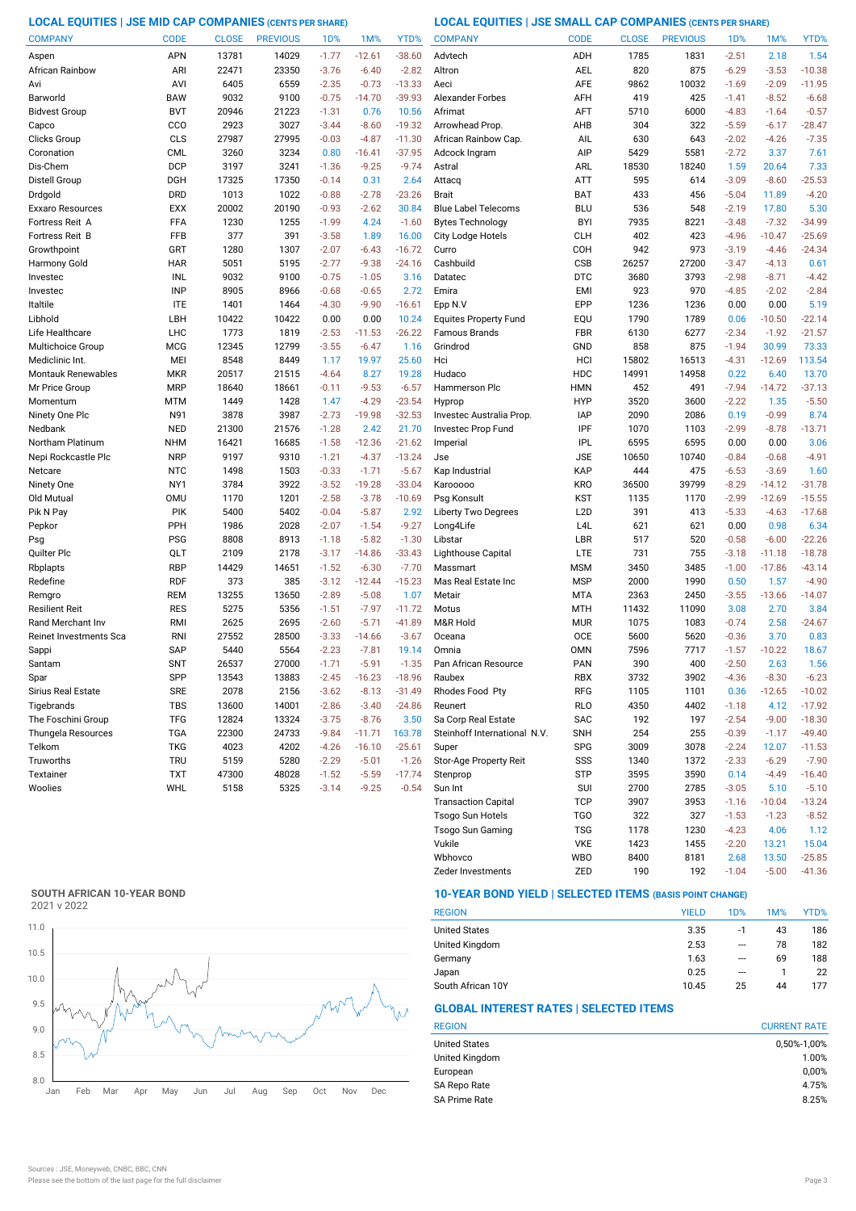## LOCAL EQUITIES | JSE MID CAP COMPANIES (CENTS PER SHARE)

| COMPANY | CODE | CLOSE | PREVIOUS | 1D% | 1M% | YTD% |
|---|---|---|---|---|---|---|
| Aspen | APN | 13781 | 14029 | -1.77 | -12.61 | -38.60 |
| African Rainbow | ARI | 22471 | 23350 | -3.76 | -6.40 | -2.82 |
| Avi | AVI | 6405 | 6559 | -2.35 | -0.73 | -13.33 |
| Barworld | BAW | 9032 | 9100 | -0.75 | -14.70 | -39.93 |
| Bidvest Group | BVT | 20946 | 21223 | -1.31 | 0.76 | 10.56 |
| Capco | CCO | 2923 | 3027 | -3.44 | -8.60 | -19.32 |
| Clicks Group | CLS | 27987 | 27995 | -0.03 | -4.87 | -11.30 |
| Coronation | CML | 3260 | 3234 | 0.80 | -16.41 | -37.95 |
| Dis-Chem | DCP | 3197 | 3241 | -1.36 | -9.25 | -9.74 |
| Distell Group | DGH | 17325 | 17350 | -0.14 | 0.31 | 2.64 |
| Drdgold | DRD | 1013 | 1022 | -0.88 | -2.78 | -23.26 |
| Exxaro Resources | EXX | 20002 | 20190 | -0.93 | -2.62 | 30.84 |
| Fortress Reit A | FFA | 1230 | 1255 | -1.99 | 4.24 | -1.60 |
| Fortress Reit B | FFB | 377 | 391 | -3.58 | 1.89 | 16.00 |
| Growthpoint | GRT | 1280 | 1307 | -2.07 | -6.43 | -16.72 |
| Harmony Gold | HAR | 5051 | 5195 | -2.77 | -9.38 | -24.16 |
| Investec | INL | 9032 | 9100 | -0.75 | -1.05 | 3.16 |
| Investec | INP | 8905 | 8966 | -0.68 | -0.65 | 2.72 |
| Italtile | ITE | 1401 | 1464 | -4.30 | -9.90 | -16.61 |
| Libhold | LBH | 10422 | 10422 | 0.00 | 0.00 | 10.24 |
| Life Healthcare | LHC | 1773 | 1819 | -2.53 | -11.53 | -26.22 |
| Multichoice Group | MCG | 12345 | 12799 | -3.55 | -6.47 | 1.16 |
| Mediclinic Int. | MEI | 8548 | 8449 | 1.17 | 19.97 | 25.60 |
| Montauk Renewables | MKR | 20517 | 21515 | -4.64 | 8.27 | 19.28 |
| Mr Price Group | MRP | 18640 | 18661 | -0.11 | -9.53 | -6.57 |
| Momentum | MTM | 1449 | 1428 | 1.47 | -4.29 | -23.54 |
| Ninety One Plc | N91 | 3878 | 3987 | -2.73 | -19.98 | -32.53 |
| Nedbank | NED | 21300 | 21576 | -1.28 | 2.42 | 21.70 |
| Northam Platinum | NHM | 16421 | 16685 | -1.58 | -12.36 | -21.62 |
| Nepi Rockcastle Plc | NRP | 9197 | 9310 | -1.21 | -4.37 | -13.24 |
| Netcare | NTC | 1498 | 1503 | -0.33 | -1.71 | -5.67 |
| Ninety One | NY1 | 3784 | 3922 | -3.52 | -19.28 | -33.04 |
| Old Mutual | OMU | 1170 | 1201 | -2.58 | -3.78 | -10.69 |
| Pik N Pay | PIK | 5400 | 5402 | -0.04 | -5.87 | 2.92 |
| Pepkor | PPH | 1986 | 2028 | -2.07 | -1.54 | -9.27 |
| Psg | PSG | 8808 | 8913 | -1.18 | -5.82 | -1.30 |
| Quilter Plc | QLT | 2109 | 2178 | -3.17 | -14.86 | -33.43 |
| Rbplapts | RBP | 14429 | 14651 | -1.52 | -6.30 | -7.70 |
| Redefine | RDF | 373 | 385 | -3.12 | -12.44 | -15.23 |
| Remgro | REM | 13255 | 13650 | -2.89 | -5.08 | 1.07 |
| Resilient Reit | RES | 5275 | 5356 | -1.51 | -7.97 | -11.72 |
| Rand Merchant Inv | RMI | 2625 | 2695 | -2.60 | -5.71 | -41.89 |
| Reinet Investments Sca | RNI | 27552 | 28500 | -3.33 | -14.66 | -3.67 |
| Sappi | SAP | 5440 | 5564 | -2.23 | -7.81 | 19.14 |
| Santam | SNT | 26537 | 27000 | -1.71 | -5.91 | -1.35 |
| Spar | SPP | 13543 | 13883 | -2.45 | -16.23 | -18.96 |
| Sirius Real Estate | SRE | 2078 | 2156 | -3.62 | -8.13 | -31.49 |
| Tigebrands | TBS | 13600 | 14001 | -2.86 | -3.40 | -24.86 |
| The Foschini Group | TFG | 12824 | 13324 | -3.75 | -8.76 | 3.50 |
| Thungela Resources | TGA | 22300 | 24733 | -9.84 | -11.71 | 163.78 |
| Telkom | TKG | 4023 | 4202 | -4.26 | -16.10 | -25.61 |
| Truworths | TRU | 5159 | 5280 | -2.29 | -5.01 | -1.26 |
| Textainer | TXT | 47300 | 48028 | -1.52 | -5.59 | -17.74 |
| Woolies | WHL | 5158 | 5325 | -3.14 | -9.25 | -0.54 |

## LOCAL EQUITIES | JSE SMALL CAP COMPANIES (CENTS PER SHARE)

| COMPANY | CODE | CLOSE | PREVIOUS | 1D% | 1M% | YTD% |
|---|---|---|---|---|---|---|
| Advtech | ADH | 1785 | 1831 | -2.51 | 2.18 | 1.54 |
| Altron | AEL | 820 | 875 | -6.29 | -3.53 | -10.38 |
| Aeci | AFE | 9862 | 10032 | -1.69 | -2.09 | -11.95 |
| Alexander Forbes | AFH | 419 | 425 | -1.41 | -8.52 | -6.68 |
| Afrimat | AFT | 5710 | 6000 | -4.83 | -1.64 | -0.57 |
| Arrowhead Prop. | AHB | 304 | 322 | -5.59 | -6.17 | -28.47 |
| African Rainbow Cap. | AIL | 630 | 643 | -2.02 | -4.26 | -7.35 |
| Adcock Ingram | AIP | 5429 | 5581 | -2.72 | 3.37 | 7.61 |
| Astral | ARL | 18530 | 18240 | 1.59 | 20.64 | 7.33 |
| Attacq | ATT | 595 | 614 | -3.09 | -8.60 | -25.53 |
| Brait | BAT | 433 | 456 | -5.04 | 11.89 | -4.20 |
| Blue Label Telecoms | BLU | 536 | 548 | -2.19 | 17.80 | 5.30 |
| Bytes Technology | BYI | 7935 | 8221 | -3.48 | -7.32 | -34.99 |
| City Lodge Hotels | CLH | 402 | 423 | -4.96 | -10.47 | -25.69 |
| Curro | COH | 942 | 973 | -3.19 | -4.46 | -24.34 |
| Cashbuild | CSB | 26257 | 27200 | -3.47 | -4.13 | 0.61 |
| Datatec | DTC | 3680 | 3793 | -2.98 | -8.71 | -4.42 |
| Emira | EMI | 923 | 970 | -4.85 | -2.02 | -2.84 |
| Epp N.V | EPP | 1236 | 1236 | 0.00 | 0.00 | 5.19 |
| Equites Property Fund | EQU | 1790 | 1789 | 0.06 | -10.50 | -22.14 |
| Famous Brands | FBR | 6130 | 6277 | -2.34 | -1.92 | -21.57 |
| Grindrod | GND | 858 | 875 | -1.94 | 30.99 | 73.33 |
| Hci | HCI | 15802 | 16513 | -4.31 | -12.69 | 113.54 |
| Hudaco | HDC | 14991 | 14958 | 0.22 | 6.40 | 13.70 |
| Hammerson Plc | HMN | 452 | 491 | -7.94 | -14.72 | -37.13 |
| Hyprop | HYP | 3520 | 3600 | -2.22 | 1.35 | -5.50 |
| Investec Australia Prop. | IAP | 2090 | 2086 | 0.19 | -0.99 | 8.74 |
| Investec Prop Fund | IPF | 1070 | 1103 | -2.99 | -8.78 | -13.71 |
| Imperial | IPL | 6595 | 6595 | 0.00 | 0.00 | 3.06 |
| Jse | JSE | 10650 | 10740 | -0.84 | -0.68 | -4.91 |
| Kap Industrial | KAP | 444 | 475 | -6.53 | -3.69 | 1.60 |
| Karooooo | KRO | 36500 | 39799 | -8.29 | -14.12 | -31.78 |
| Psg Konsult | KST | 1135 | 1170 | -2.99 | -12.69 | -15.55 |
| Liberty Two Degrees | L2D | 391 | 413 | -5.33 | -4.63 | -17.68 |
| Long4Life | L4L | 621 | 621 | 0.00 | 0.98 | 6.34 |
| Libstar | LBR | 517 | 520 | -0.58 | -6.00 | -22.26 |
| Lighthouse Capital | LTE | 731 | 755 | -3.18 | -11.18 | -18.78 |
| Massmart | MSM | 3450 | 3485 | -1.00 | -17.86 | -43.14 |
| Mas Real Estate Inc | MSP | 2000 | 1990 | 0.50 | 1.57 | -4.90 |
| Metair | MTA | 2363 | 2450 | -3.55 | -13.66 | -14.07 |
| Motus | MTH | 11432 | 11090 | 3.08 | 2.70 | 3.84 |
| M&R Hold | MUR | 1075 | 1083 | -0.74 | 2.58 | -24.67 |
| Oceana | OCE | 5600 | 5620 | -0.36 | 3.70 | 0.83 |
| Omnia | OMN | 7596 | 7717 | -1.57 | -10.22 | 18.67 |
| Pan African Resource | PAN | 390 | 400 | -2.50 | 2.63 | 1.56 |
| Raubex | RBX | 3732 | 3902 | -4.36 | -8.30 | -6.23 |
| Rhodes Food Pty | RFG | 1105 | 1101 | 0.36 | -12.65 | -10.02 |
| Reunert | RLO | 4350 | 4402 | -1.18 | 4.12 | -17.92 |
| Sa Corp Real Estate | SAC | 192 | 197 | -2.54 | -9.00 | -18.30 |
| Steinhoff International N.V. | SNH | 254 | 255 | -0.39 | -1.17 | -49.40 |
| Super | SPG | 3009 | 3078 | -2.24 | 12.07 | -11.53 |
| Stor-Age Property Reit | SSS | 1340 | 1372 | -2.33 | -6.29 | -7.90 |
| Stenprop | STP | 3595 | 3590 | 0.14 | -4.49 | -16.40 |
| Sun Int | SUI | 2700 | 2785 | -3.05 | 5.10 | -5.10 |
| Transaction Capital | TCP | 3907 | 3953 | -1.16 | -10.04 | -13.24 |
| Tsogo Sun Hotels | TGO | 322 | 327 | -1.53 | -1.23 | -8.52 |
| Tsogo Sun Gaming | TSG | 1178 | 1230 | -4.23 | 4.06 | 1.12 |
| Vukile | VKE | 1423 | 1455 | -2.20 | 13.21 | 15.04 |
| Wbhovco | WBO | 8400 | 8181 | 2.68 | 13.50 | -25.85 |
| Zeder Investments | ZED | 190 | 192 | -1.04 | -5.00 | -41.36 |

## SOUTH AFRICAN 10-YEAR BOND

2021 v 2022

## 10-YEAR BOND YIELD | SELECTED ITEMS (BASIS POINT CHANGE)

| REGION | YIELD | 1D% | 1M% | YTD% |
|---|---|---|---|---|
| United States | 3.35 | -1 | 43 | 186 |
| United Kingdom | 2.53 | --- | 78 | 182 |
| Germany | 1.63 | --- | 69 | 188 |
| Japan | 0.25 | --- | 1 | 22 |
| South African 10Y | 10.45 | 25 | 44 | 177 |

## GLOBAL INTEREST RATES | SELECTED ITEMS

| REGION | CURRENT RATE |
|---|---|
| United States | 0,50%-1,00% |
| United Kingdom | 1.00% |
| European | 0,00% |
| SA Repo Rate | 4.75% |
| SA Prime Rate | 8.25% |

Sources : JSE, Moneyweb, CNBC, BBC, CNN

Please see the bottom of the last page for the full disclaimer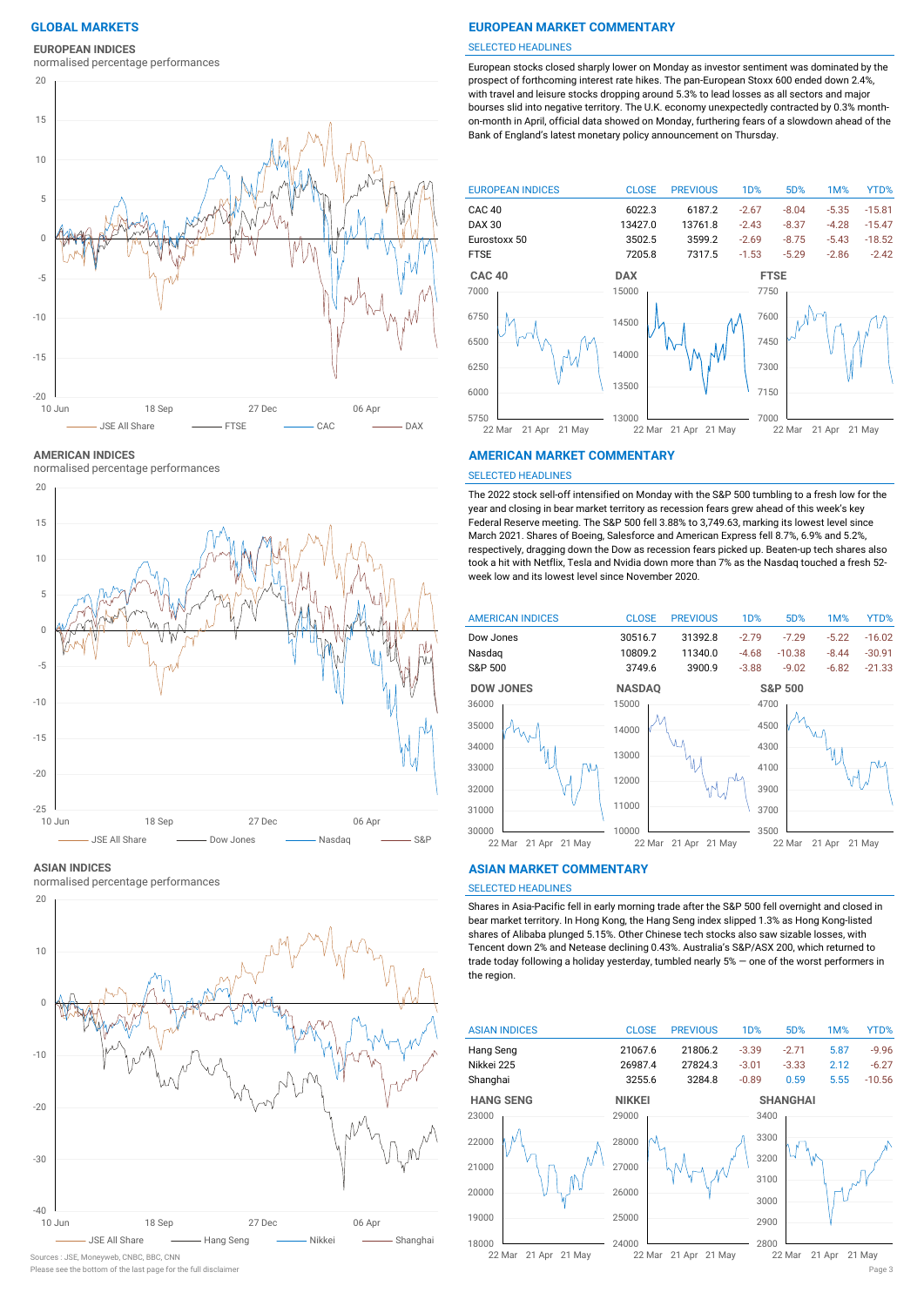# GLOBAL MARKETS

## EUROPEAN INDICES

normalised percentage performances

## EUROPEAN MARKET COMMENTARY

SELECTED HEADLINES

European stocks closed sharply lower on Monday as investor sentiment was dominated by the prospect of forthcoming interest rate hikes. The pan-European Stoxx 600 ended down 2.4%, with travel and leisure stocks dropping around 5.3% to lead losses as all sectors and major bourses slid into negative territory. The U.K. economy unexpectedly contracted by 0.3% month-on-month in April, official data showed on Monday, furthering fears of a slowdown ahead of the Bank of England's latest monetary policy announcement on Thursday.

| EUROPEAN INDICES | CLOSE | PREVIOUS | 1D% | 5D% | 1M% | YTD% |
|---|---|---|---|---|---|---|
| CAC 40 | 6022.3 | 6187.2 | -2.67 | -8.04 | -5.35 | -15.81 |
| DAX 30 | 13427.0 | 13761.8 | -2.43 | -8.37 | -4.28 | -15.47 |
| Eurostoxx 50 | 3502.5 | 3599.2 | -2.69 | -8.75 | -5.43 | -18.52 |
| FTSE | 7205.8 | 7317.5 | -1.53 | -5.29 | -2.86 | -2.42 |

## AMERICAN INDICES

normalised percentage performances

## AMERICAN MARKET COMMENTARY

SELECTED HEADLINES

The 2022 stock sell-off intensified on Monday with the S&P 500 tumbling to a fresh low for the year and closing in bear market territory as recession fears grew ahead of this week's key Federal Reserve meeting. The S&P 500 fell 3.88% to 3,749.63, marking its lowest level since March 2021. Shares of Boeing, Salesforce and American Express fell 8.7%, 6.9% and 5.2%, respectively, dragging down the Dow as recession fears picked up. Beaten-up tech shares also took a hit with Netflix, Tesla and Nvidia down more than 7% as the Nasdaq touched a fresh 52-week low and its lowest level since November 2020.

| AMERICAN INDICES | CLOSE | PREVIOUS | 1D% | 5D% | 1M% | YTD% |
|---|---|---|---|---|---|---|
| Dow Jones | 30516.7 | 31392.8 | -2.79 | -7.29 | -5.22 | -16.02 |
| Nasdaq | 10809.2 | 11340.0 | -4.68 | -10.38 | -8.44 | -30.91 |
| S&P 500 | 3749.6 | 3900.9 | -3.88 | -9.02 | -6.82 | -21.33 |

## ASIAN INDICES

normalised percentage performances

## ASIAN MARKET COMMENTARY

SELECTED HEADLINES

Shares in Asia-Pacific fell in early morning trade after the S&P 500 fell overnight and closed in bear market territory. In Hong Kong, the Hang Seng index slipped 1.3% as Hong Kong-listed shares of Alibaba plunged 5.15%. Other Chinese tech stocks also saw sizable losses, with Tencent down 2% and Netease declining 0.43%. Australia's S&P/ASX 200, which returned to trade today following a holiday yesterday, tumbled nearly 5% — one of the worst performers in the region.

| ASIAN INDICES | CLOSE | PREVIOUS | 1D% | 5D% | 1M% | YTD% |
|---|---|---|---|---|---|---|
| Hang Seng | 21067.6 | 21806.2 | -3.39 | -2.71 | 5.87 | -9.96 |
| Nikkei 225 | 26987.4 | 27824.3 | -3.01 | -3.33 | 2.12 | -6.27 |
| Shanghai | 3255.6 | 3284.8 | -0.89 | 0.59 | 5.55 | -10.56 |

Sources : JSE, Moneyweb, CNBC, BBC, CNN

Please see the bottom of the last page for the full disclaimer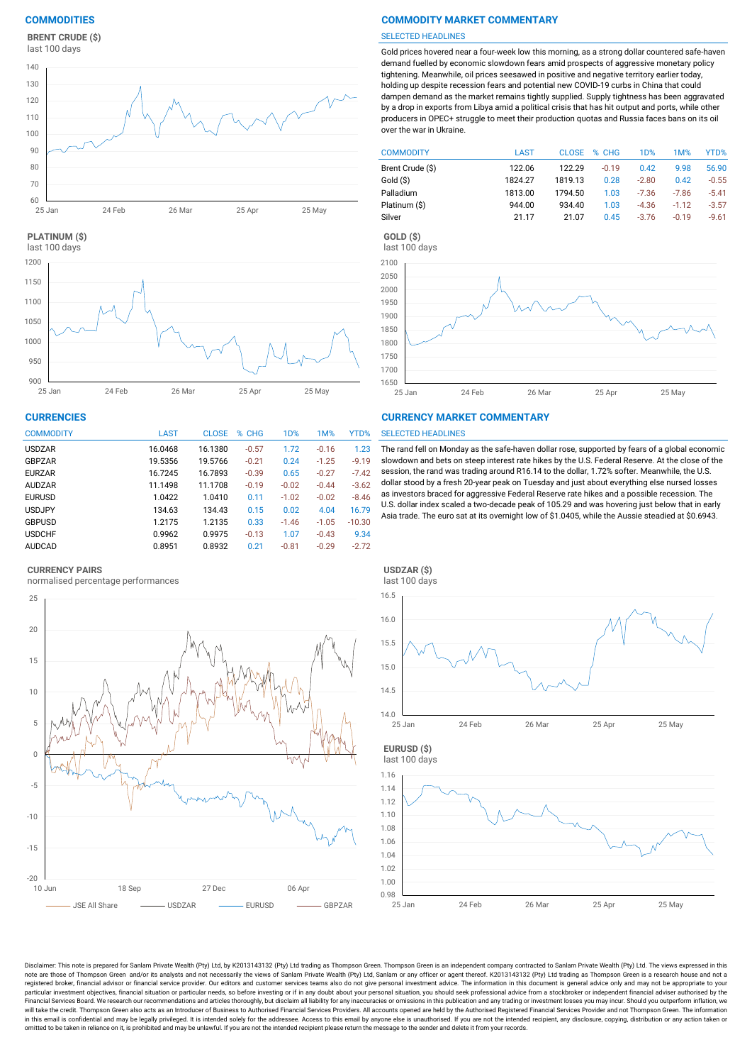## COMMODITIES

**BRENT CRUDE ($)**
last 100 days

140
130
120
110
100
90
80
70
60
25 Jan
24 Feb
26 Mar
25 Apr
25 May

**PLATINUM ($)**
last 100 days

1200
1150
1100
1050
1000
950
900
25 Jan
24 Feb
26 Mar
25 Apr
25 May

## COMMODITY MARKET COMMENTARY

SELECTED HEADLINES

Gold prices hovered near a four-week low this morning, as a strong dollar countered safe-haven demand fuelled by economic slowdown fears amid prospects of aggressive monetary policy tightening. Meanwhile, oil prices seesawed in positive and negative territory earlier today, holding up despite recession fears and potential new COVID-19 curbs in China that could dampen demand as the market remains tightly supplied. Supply tightness has been aggravated by a drop in exports from Libya amid a political crisis that has hit output and ports, while other producers in OPEC+ struggle to meet their production quotas and Russia faces bans on its oil over the war in Ukraine.

| COMMODITY | LAST | CLOSE | % CHG | 1D% | 1M% | YTD% |
|---|---|---|---|---|---|---|
| Brent Crude ($) | 122.06 | 122.29 | -0.19 | 0.42 | 9.98 | 56.90 |
| Gold ($) | 1824.27 | 1819.13 | 0.28 | -2.80 | 0.42 | -0.55 |
| Palladium | 1813.00 | 1794.50 | 1.03 | -7.36 | -7.86 | -5.41 |
| Platinum ($) | 944.00 | 934.40 | 1.03 | -4.36 | -1.12 | -3.57 |
| Silver | 21.17 | 21.07 | 0.45 | -3.76 | -0.19 | -9.61 |

**GOLD ($)**
last 100 days

2100
2050
2000
1950
1900
1850
1800
1750
1700
1650
25 Jan
24 Feb
26 Mar
25 Apr
25 May

## CURRENCIES

| COMMODITY | LAST | CLOSE | % CHG | 1D% | 1M% | YTD% |
|---|---|---|---|---|---|---|
| USDZAR | 16.0468 | 16.1380 | -0.57 | 1.72 | -0.16 | 1.23 |
| GBPZAR | 19.5356 | 19.5766 | -0.21 | 0.24 | -1.25 | -9.19 |
| EURZAR | 16.7245 | 16.7893 | -0.39 | 0.65 | -0.27 | -7.42 |
| AUDZAR | 11.1498 | 11.1708 | -0.19 | -0.02 | -0.44 | -3.62 |
| EURUSD | 1.0422 | 1.0410 | 0.11 | -1.02 | -0.02 | -8.46 |
| USDJPY | 134.63 | 134.43 | 0.15 | 0.02 | 4.04 | 16.79 |
| GBPUSD | 1.2175 | 1.2135 | 0.33 | -1.46 | -1.05 | -10.30 |
| USDCHF | 0.9962 | 0.9975 | -0.13 | 1.07 | -0.43 | 9.34 |
| AUDCAD | 0.8951 | 0.8932 | 0.21 | -0.81 | -0.29 | -2.72 |

## CURRENCY MARKET COMMENTARY

SELECTED HEADLINES

The rand fell on Monday as the safe-haven dollar rose, supported by fears of a global economic slowdown and bets on steep interest rate hikes by the U.S. Federal Reserve. At the close of the session, the rand was trading around R16.14 to the dollar, 1.72% softer. Meanwhile, the U.S. dollar stood by a fresh 20-year peak on Tuesday and just about everything else nursed losses as investors braced for aggressive Federal Reserve rate hikes and a possible recession. The U.S. dollar index scaled a two-decade peak of 105.29 and was hovering just below that in early Asia trade. The euro sat at its overnight low of $1.0405, while the Aussie steadied at $0.6943.

**CURRENCY PAIRS**
normalised percentage performances

25
20
15
10
5
0
-5
-10
-15
-20
10 Jun
18 Sep
27 Dec
06 Apr

JSE All Share — USDZAR — EURUSD — GBPZAR

**USDZAR ($)**
last 100 days

16.5
16.0
15.5
15.0
14.5
14.0
25 Jan
24 Feb
26 Mar
25 Apr
25 May

**EURUSD ($)**
last 100 days

1.16
1.14
1.12
1.10
1.08
1.06
1.04
1.02
1.00
0.98
25 Jan
24 Feb
26 Mar
25 Apr
25 May

Disclaimer: This note is prepared for Sanlam Private Wealth (Pty) Ltd, by K2013143132 (Pty) Ltd trading as Thompson Green. Thompson Green is an independent company contracted to Sanlam Private Wealth (Pty) Ltd. The views expressed in this note are those of Thompson Green and/or its analysts and not necessarily the views of Sanlam Private Wealth (Pty) Ltd, Sanlam or any officer or agent thereof. K2013143132 (Pty) Ltd trading as Thompson Green is a research house and not a registered broker, financial advisor or financial service provider. Our editors and customer services teams also do not give personal investment advice. The information in this document is general advice only and may not be appropriate to your particular investment objectives, financial situation or particular needs, so before investing or if in any doubt about your personal situation, you should seek professional advice from a stockbroker or independent financial adviser authorised by the Financial Services Board. We research our recommendations and articles thoroughly, but disclaim all liability for any inaccuracies or omissions in this publication and any trading or investment losses you may incur. Should you outperform inflation, we will take the credit. Thompson Green also acts as an Introducer of Business to Authorised Financial Services Providers. All accounts opened are held by the Authorised Registered Financial Services Provider and not Thompson Green. The information in this email is confidential and may be legally privileged. It is intended solely for the addressee. Access to this email by anyone else is unauthorised. If you are not the intended recipient, any disclosure, copying, distribution or any action taken or omitted to be taken in reliance on it, is prohibited and may be unlawful. If you are not the intended recipient please return the message to the sender and delete it from your records.